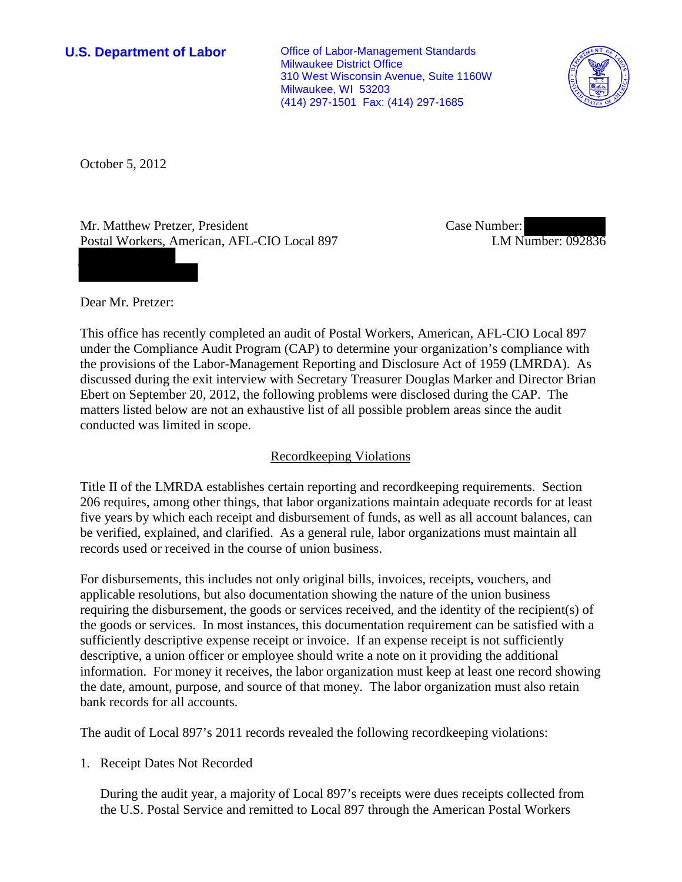**U.S. Department of Labor**

Office of Labor-Management Standards
Milwaukee District Office
310 West Wisconsin Avenue, Suite 1160W
Milwaukee, WI 53203
(414) 297-1501 Fax: (414) 297-1685

October 5, 2012

Mr. Matthew Pretzer, President
Postal Workers, American, AFL-CIO Local 897

Case Number:
LM Number: 092836

Dear Mr. Pretzer:

This office has recently completed an audit of Postal Workers, American, AFL-CIO Local 897 under the Compliance Audit Program (CAP) to determine your organization's compliance with the provisions of the Labor-Management Reporting and Disclosure Act of 1959 (LMRDA). As discussed during the exit interview with Secretary Treasurer Douglas Marker and Director Brian Ebert on September 20, 2012, the following problems were disclosed during the CAP. The matters listed below are not an exhaustive list of all possible problem areas since the audit conducted was limited in scope.

## Recordkeeping Violations

Title II of the LMRDA establishes certain reporting and recordkeeping requirements. Section 206 requires, among other things, that labor organizations maintain adequate records for at least five years by which each receipt and disbursement of funds, as well as all account balances, can be verified, explained, and clarified. As a general rule, labor organizations must maintain all records used or received in the course of union business.

For disbursements, this includes not only original bills, invoices, receipts, vouchers, and applicable resolutions, but also documentation showing the nature of the union business requiring the disbursement, the goods or services received, and the identity of the recipient(s) of the goods or services. In most instances, this documentation requirement can be satisfied with a sufficiently descriptive expense receipt or invoice. If an expense receipt is not sufficiently descriptive, a union officer or employee should write a note on it providing the additional information. For money it receives, the labor organization must keep at least one record showing the date, amount, purpose, and source of that money. The labor organization must also retain bank records for all accounts.

The audit of Local 897's 2011 records revealed the following recordkeeping violations:

1. Receipt Dates Not Recorded

   During the audit year, a majority of Local 897's receipts were dues receipts collected from the U.S. Postal Service and remitted to Local 897 through the American Postal Workers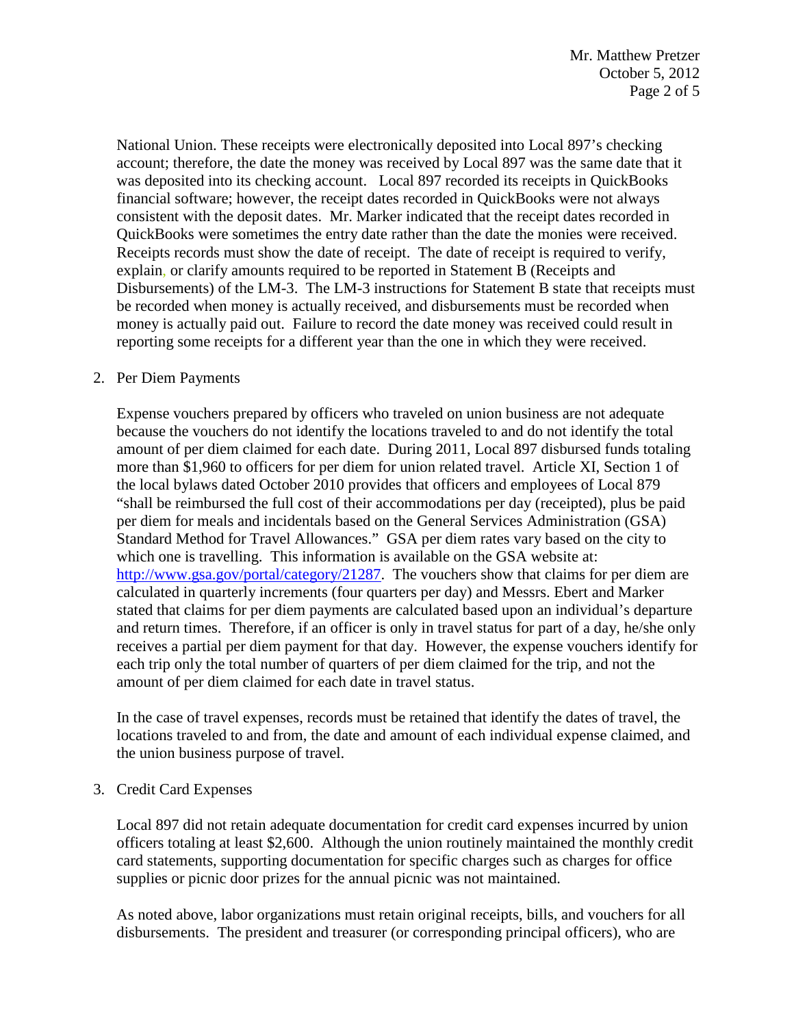National Union. These receipts were electronically deposited into Local 897's checking account; therefore, the date the money was received by Local 897 was the same date that it was deposited into its checking account. Local 897 recorded its receipts in QuickBooks financial software; however, the receipt dates recorded in QuickBooks were not always consistent with the deposit dates. Mr. Marker indicated that the receipt dates recorded in QuickBooks were sometimes the entry date rather than the date the monies were received. Receipts records must show the date of receipt. The date of receipt is required to verify, explain, or clarify amounts required to be reported in Statement B (Receipts and Disbursements) of the LM-3. The LM-3 instructions for Statement B state that receipts must be recorded when money is actually received, and disbursements must be recorded when money is actually paid out. Failure to record the date money was received could result in reporting some receipts for a different year than the one in which they were received.

2. Per Diem Payments

   Expense vouchers prepared by officers who traveled on union business are not adequate because the vouchers do not identify the locations traveled to and do not identify the total amount of per diem claimed for each date. During 2011, Local 897 disbursed funds totaling more than $1,960 to officers for per diem for union related travel. Article XI, Section 1 of the local bylaws dated October 2010 provides that officers and employees of Local 879 "shall be reimbursed the full cost of their accommodations per day (receipted), plus be paid per diem for meals and incidentals based on the General Services Administration (GSA) Standard Method for Travel Allowances." GSA per diem rates vary based on the city to which one is travelling. This information is available on the GSA website at: http://www.gsa.gov/portal/category/21287. The vouchers show that claims for per diem are calculated in quarterly increments (four quarters per day) and Messrs. Ebert and Marker stated that claims for per diem payments are calculated based upon an individual's departure and return times. Therefore, if an officer is only in travel status for part of a day, he/she only receives a partial per diem payment for that day. However, the expense vouchers identify for each trip only the total number of quarters of per diem claimed for the trip, and not the amount of per diem claimed for each date in travel status.

   In the case of travel expenses, records must be retained that identify the dates of travel, the locations traveled to and from, the date and amount of each individual expense claimed, and the union business purpose of travel.

3. Credit Card Expenses

   Local 897 did not retain adequate documentation for credit card expenses incurred by union officers totaling at least $2,600. Although the union routinely maintained the monthly credit card statements, supporting documentation for specific charges such as charges for office supplies or picnic door prizes for the annual picnic was not maintained.

   As noted above, labor organizations must retain original receipts, bills, and vouchers for all disbursements. The president and treasurer (or corresponding principal officers), who are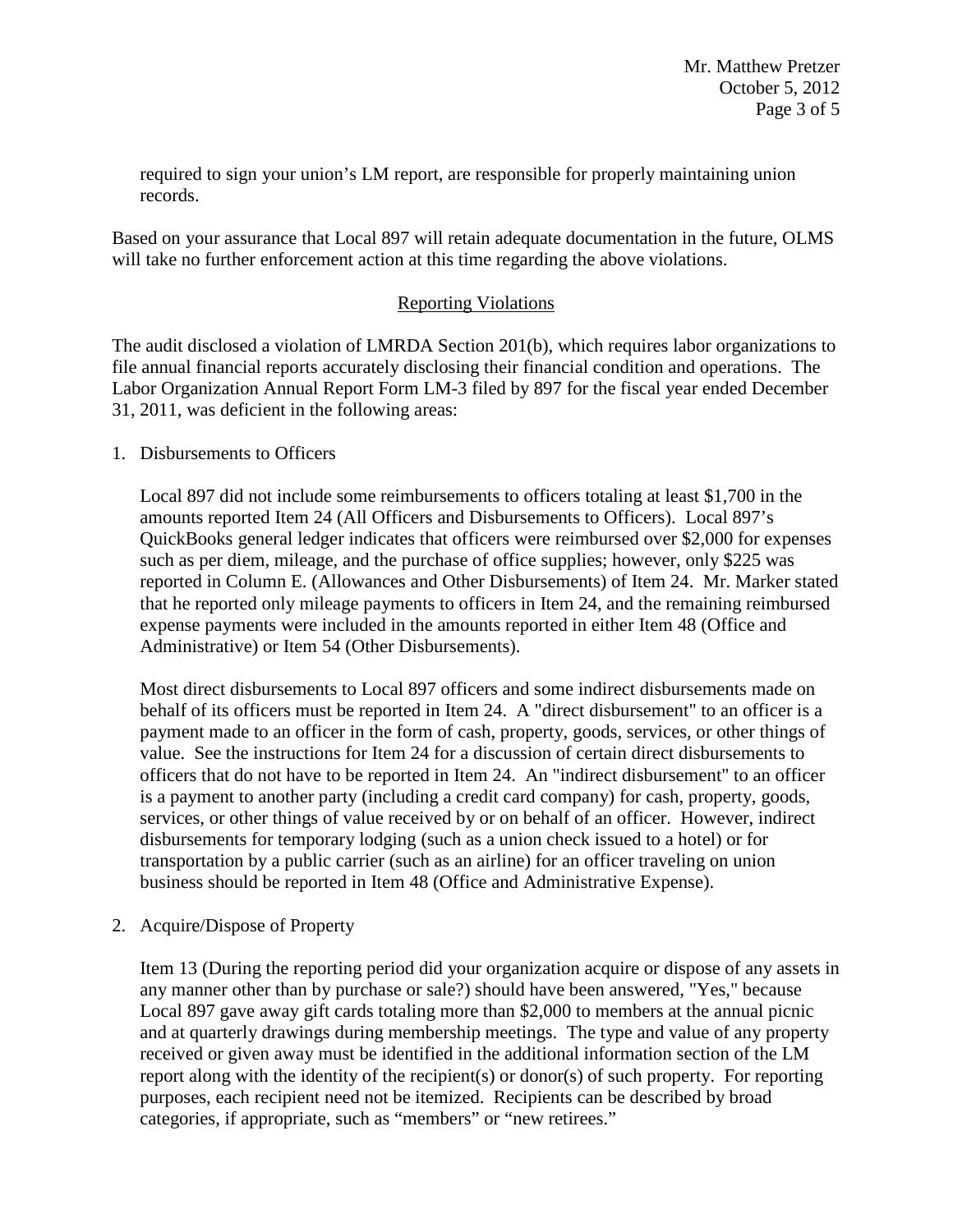required to sign your union's LM report, are responsible for properly maintaining union records.

Based on your assurance that Local 897 will retain adequate documentation in the future, OLMS will take no further enforcement action at this time regarding the above violations.

## Reporting Violations

The audit disclosed a violation of LMRDA Section 201(b), which requires labor organizations to file annual financial reports accurately disclosing their financial condition and operations. The Labor Organization Annual Report Form LM-3 filed by 897 for the fiscal year ended December 31, 2011, was deficient in the following areas:

1. Disbursements to Officers

   Local 897 did not include some reimbursements to officers totaling at least $1,700 in the amounts reported Item 24 (All Officers and Disbursements to Officers). Local 897's QuickBooks general ledger indicates that officers were reimbursed over $2,000 for expenses such as per diem, mileage, and the purchase of office supplies; however, only $225 was reported in Column E. (Allowances and Other Disbursements) of Item 24. Mr. Marker stated that he reported only mileage payments to officers in Item 24, and the remaining reimbursed expense payments were included in the amounts reported in either Item 48 (Office and Administrative) or Item 54 (Other Disbursements).

   Most direct disbursements to Local 897 officers and some indirect disbursements made on behalf of its officers must be reported in Item 24. A "direct disbursement" to an officer is a payment made to an officer in the form of cash, property, goods, services, or other things of value. See the instructions for Item 24 for a discussion of certain direct disbursements to officers that do not have to be reported in Item 24. An "indirect disbursement" to an officer is a payment to another party (including a credit card company) for cash, property, goods, services, or other things of value received by or on behalf of an officer. However, indirect disbursements for temporary lodging (such as a union check issued to a hotel) or for transportation by a public carrier (such as an airline) for an officer traveling on union business should be reported in Item 48 (Office and Administrative Expense).

2. Acquire/Dispose of Property

   Item 13 (During the reporting period did your organization acquire or dispose of any assets in any manner other than by purchase or sale?) should have been answered, "Yes," because Local 897 gave away gift cards totaling more than $2,000 to members at the annual picnic and at quarterly drawings during membership meetings. The type and value of any property received or given away must be identified in the additional information section of the LM report along with the identity of the recipient(s) or donor(s) of such property. For reporting purposes, each recipient need not be itemized. Recipients can be described by broad categories, if appropriate, such as "members" or "new retirees."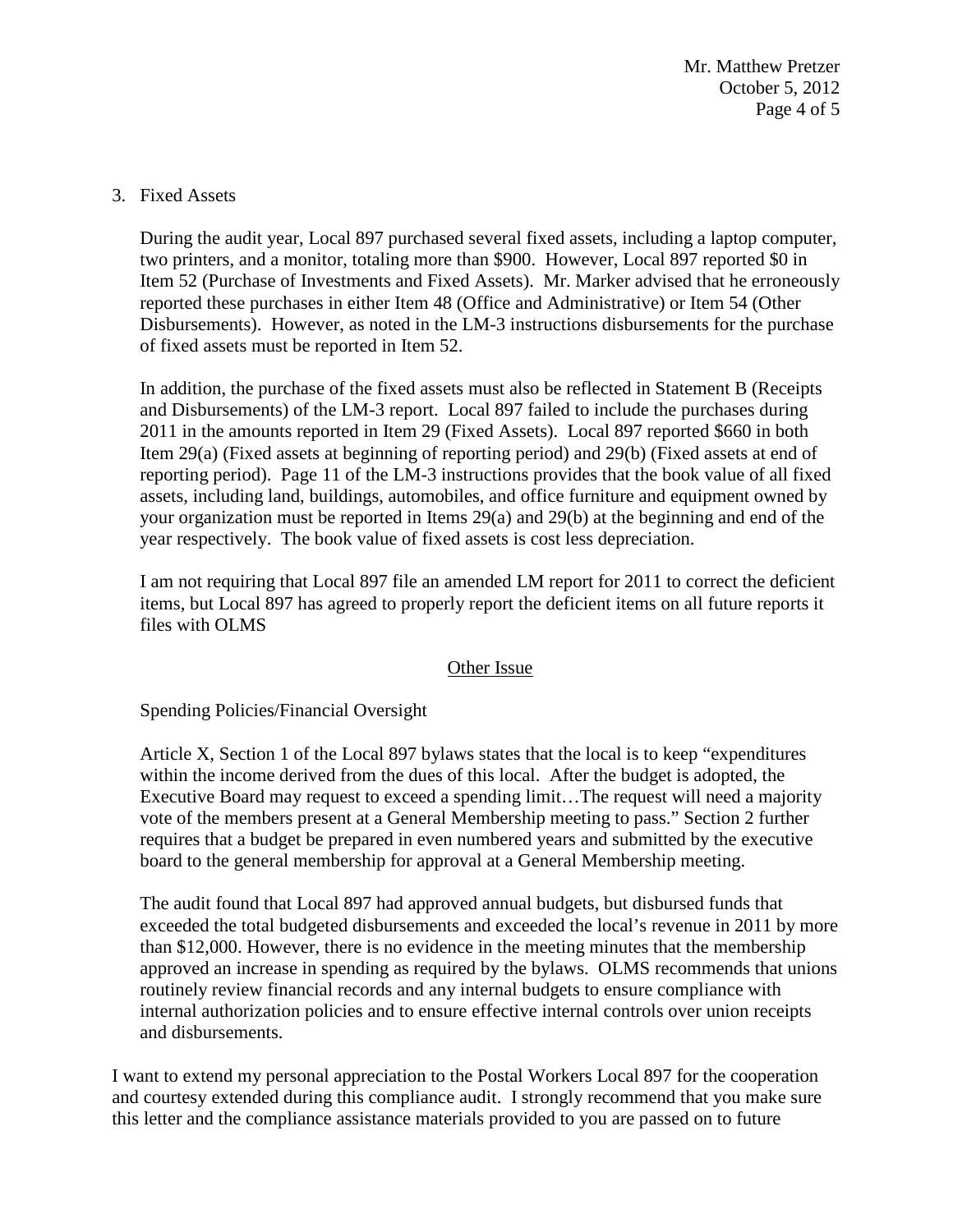3. Fixed Assets

   During the audit year, Local 897 purchased several fixed assets, including a laptop computer, two printers, and a monitor, totaling more than $900. However, Local 897 reported $0 in Item 52 (Purchase of Investments and Fixed Assets). Mr. Marker advised that he erroneously reported these purchases in either Item 48 (Office and Administrative) or Item 54 (Other Disbursements). However, as noted in the LM-3 instructions disbursements for the purchase of fixed assets must be reported in Item 52.

   In addition, the purchase of the fixed assets must also be reflected in Statement B (Receipts and Disbursements) of the LM-3 report. Local 897 failed to include the purchases during 2011 in the amounts reported in Item 29 (Fixed Assets). Local 897 reported $660 in both Item 29(a) (Fixed assets at beginning of reporting period) and 29(b) (Fixed assets at end of reporting period). Page 11 of the LM-3 instructions provides that the book value of all fixed assets, including land, buildings, automobiles, and office furniture and equipment owned by your organization must be reported in Items 29(a) and 29(b) at the beginning and end of the year respectively. The book value of fixed assets is cost less depreciation.

   I am not requiring that Local 897 file an amended LM report for 2011 to correct the deficient items, but Local 897 has agreed to properly report the deficient items on all future reports it files with OLMS

## Other Issue

Spending Policies/Financial Oversight

Article X, Section 1 of the Local 897 bylaws states that the local is to keep "expenditures within the income derived from the dues of this local. After the budget is adopted, the Executive Board may request to exceed a spending limit…The request will need a majority vote of the members present at a General Membership meeting to pass." Section 2 further requires that a budget be prepared in even numbered years and submitted by the executive board to the general membership for approval at a General Membership meeting.

The audit found that Local 897 had approved annual budgets, but disbursed funds that exceeded the total budgeted disbursements and exceeded the local's revenue in 2011 by more than $12,000. However, there is no evidence in the meeting minutes that the membership approved an increase in spending as required by the bylaws. OLMS recommends that unions routinely review financial records and any internal budgets to ensure compliance with internal authorization policies and to ensure effective internal controls over union receipts and disbursements.

I want to extend my personal appreciation to the Postal Workers Local 897 for the cooperation and courtesy extended during this compliance audit. I strongly recommend that you make sure this letter and the compliance assistance materials provided to you are passed on to future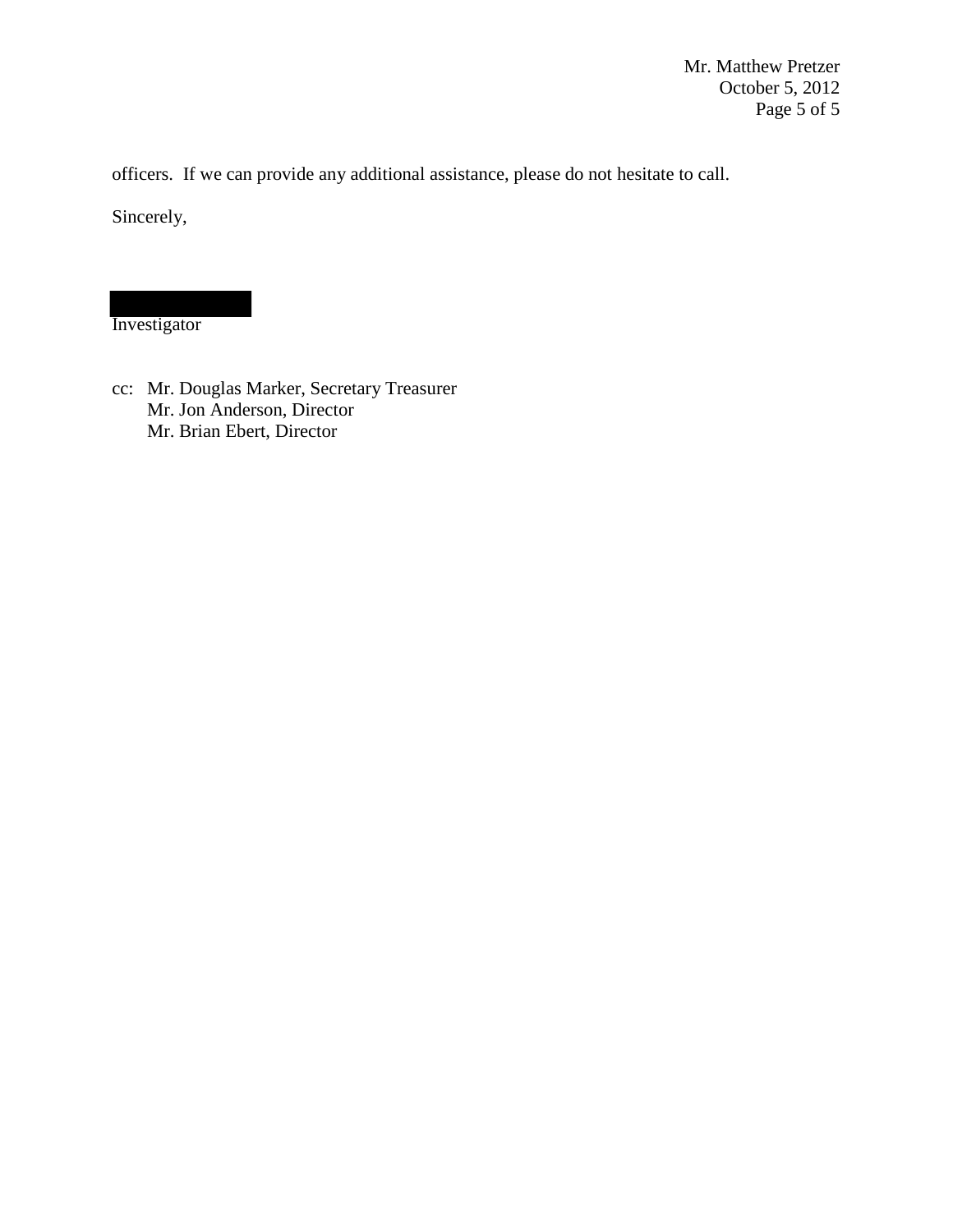officers. If we can provide any additional assistance, please do not hesitate to call.

Sincerely,

Investigator

cc: Mr. Douglas Marker, Secretary Treasurer
Mr. Jon Anderson, Director
Mr. Brian Ebert, Director